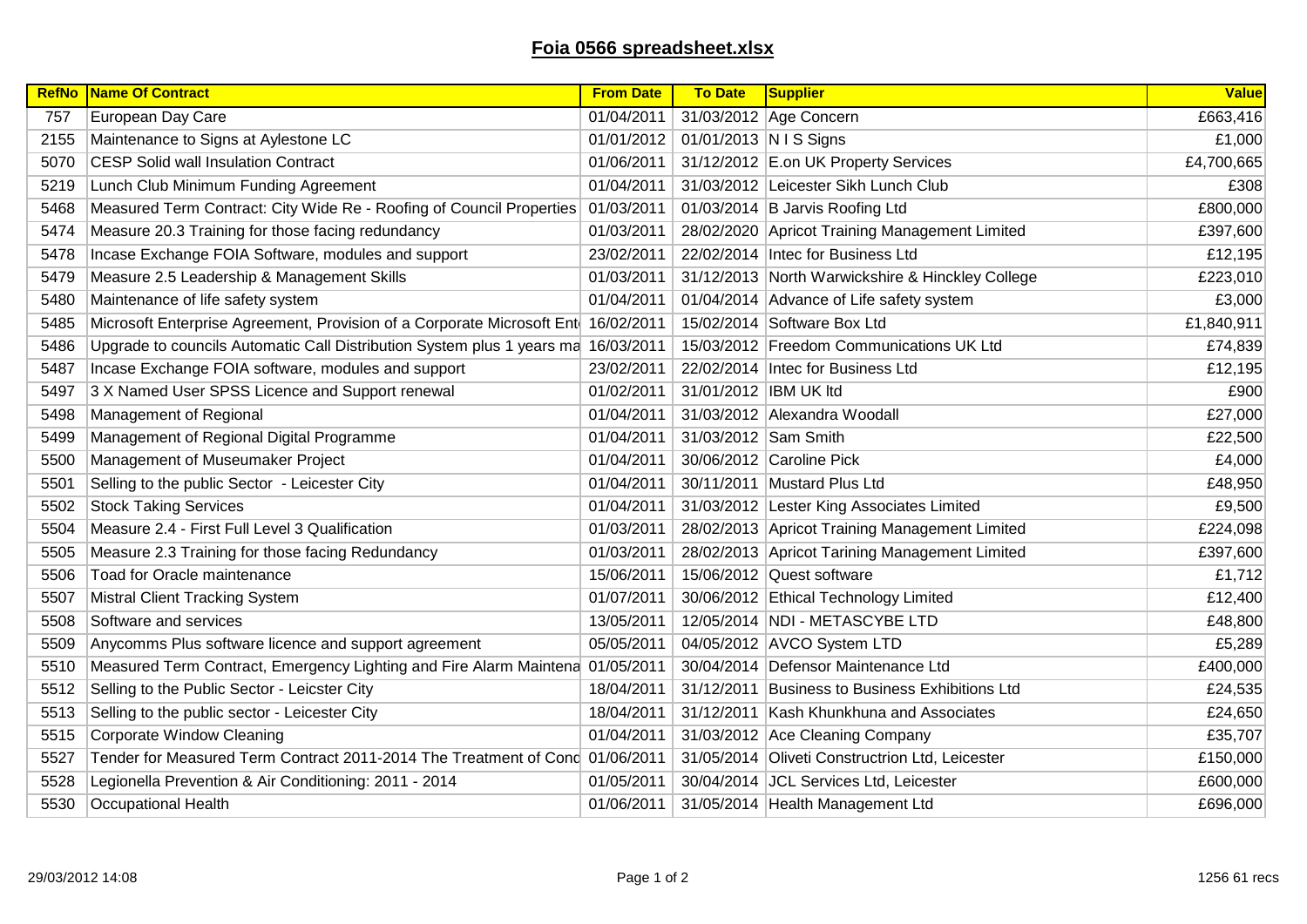# Foia 0566 spreadsheet.xlsx

| RefNo | Name Of Contract | From Date | To Date | Supplier | Value |
|---|---|---|---|---|---|
| 757 | European Day Care | 01/04/2011 | 31/03/2012 | Age Concern | £663,416 |
| 2155 | Maintenance to Signs at Aylestone LC | 01/01/2012 | 01/01/2013 | N I S Signs | £1,000 |
| 5070 | CESP Solid wall Insulation Contract | 01/06/2011 | 31/12/2012 | E.on UK Property Services | £4,700,665 |
| 5219 | Lunch Club Minimum Funding Agreement | 01/04/2011 | 31/03/2012 | Leicester Sikh Lunch Club | £308 |
| 5468 | Measured Term Contract: City Wide Re - Roofing of Council Properties | 01/03/2011 | 01/03/2014 | B Jarvis Roofing Ltd | £800,000 |
| 5474 | Measure 20.3 Training for those facing redundancy | 01/03/2011 | 28/02/2020 | Apricot Training Management Limited | £397,600 |
| 5478 | Incase Exchange FOIA Software, modules and support | 23/02/2011 | 22/02/2014 | Intec for Business Ltd | £12,195 |
| 5479 | Measure 2.5 Leadership & Management Skills | 01/03/2011 | 31/12/2013 | North Warwickshire & Hinckley College | £223,010 |
| 5480 | Maintenance of life safety system | 01/04/2011 | 01/04/2014 | Advance of Life safety system | £3,000 |
| 5485 | Microsoft Enterprise Agreement, Provision of a Corporate Microsoft Ent | 16/02/2011 | 15/02/2014 | Software Box Ltd | £1,840,911 |
| 5486 | Upgrade to councils Automatic Call Distribution System plus 1 years ma | 16/03/2011 | 15/03/2012 | Freedom Communications UK Ltd | £74,839 |
| 5487 | Incase Exchange FOIA software, modules and support | 23/02/2011 | 22/02/2014 | Intec for Business Ltd | £12,195 |
| 5497 | 3 X Named User SPSS Licence and Support renewal | 01/02/2011 | 31/01/2012 | IBM UK ltd | £900 |
| 5498 | Management of Regional | 01/04/2011 | 31/03/2012 | Alexandra Woodall | £27,000 |
| 5499 | Management of Regional Digital Programme | 01/04/2011 | 31/03/2012 | Sam Smith | £22,500 |
| 5500 | Management of Museumaker Project | 01/04/2011 | 30/06/2012 | Caroline Pick | £4,000 |
| 5501 | Selling to the public Sector - Leicester City | 01/04/2011 | 30/11/2011 | Mustard Plus Ltd | £48,950 |
| 5502 | Stock Taking Services | 01/04/2011 | 31/03/2012 | Lester King Associates Limited | £9,500 |
| 5504 | Measure 2.4 - First Full Level 3 Qualification | 01/03/2011 | 28/02/2013 | Apricot Training Management Limited | £224,098 |
| 5505 | Measure 2.3 Training for those facing Redundancy | 01/03/2011 | 28/02/2013 | Apricot Tarining Management Limited | £397,600 |
| 5506 | Toad for Oracle maintenance | 15/06/2011 | 15/06/2012 | Quest software | £1,712 |
| 5507 | Mistral Client Tracking System | 01/07/2011 | 30/06/2012 | Ethical Technology Limited | £12,400 |
| 5508 | Software and services | 13/05/2011 | 12/05/2014 | NDI - METASCYBE LTD | £48,800 |
| 5509 | Anycomms Plus software licence and support agreement | 05/05/2011 | 04/05/2012 | AVCO System LTD | £5,289 |
| 5510 | Measured Term Contract, Emergency Lighting and Fire Alarm Maintena | 01/05/2011 | 30/04/2014 | Defensor Maintenance Ltd | £400,000 |
| 5512 | Selling to the Public Sector - Leicster City | 18/04/2011 | 31/12/2011 | Business to Business Exhibitions Ltd | £24,535 |
| 5513 | Selling to the public sector - Leicester City | 18/04/2011 | 31/12/2011 | Kash Khunkhuna and Associates | £24,650 |
| 5515 | Corporate Window Cleaning | 01/04/2011 | 31/03/2012 | Ace Cleaning Company | £35,707 |
| 5527 | Tender for Measured Term Contract 2011-2014 The Treatment of Cond | 01/06/2011 | 31/05/2014 | Oliveti Constructrion Ltd, Leicester | £150,000 |
| 5528 | Legionella Prevention & Air Conditioning: 2011 - 2014 | 01/05/2011 | 30/04/2014 | JCL Services Ltd, Leicester | £600,000 |
| 5530 | Occupational Health | 01/06/2011 | 31/05/2014 | Health Management Ltd | £696,000 |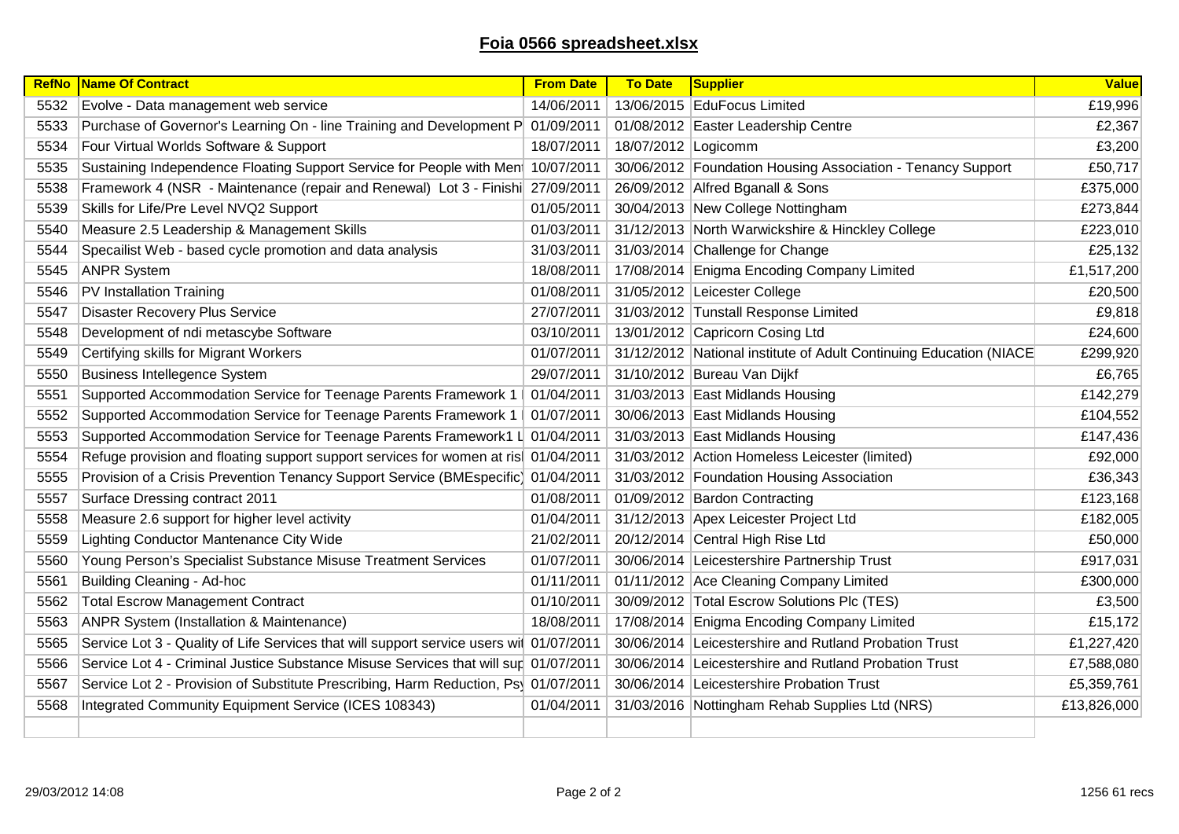**Foia 0566 spreadsheet.xlsx**

| RefNo | Name Of Contract | From Date | To Date | Supplier | Value |
|---|---|---|---|---|---|
| 5532 | Evolve - Data management web service | 14/06/2011 | 13/06/2015 | EduFocus Limited | £19,996 |
| 5533 | Purchase of Governor's Learning On - line Training and Development P | 01/09/2011 | 01/08/2012 | Easter Leadership Centre | £2,367 |
| 5534 | Four Virtual Worlds Software & Support | 18/07/2011 | 18/07/2012 | Logicomm | £3,200 |
| 5535 | Sustaining Independence Floating Support Service for People with Men | 10/07/2011 | 30/06/2012 | Foundation Housing Association - Tenancy Support | £50,717 |
| 5538 | Framework 4 (NSR - Maintenance (repair and Renewal) Lot 3 - Finishi | 27/09/2011 | 26/09/2012 | Alfred Bganall & Sons | £375,000 |
| 5539 | Skills for Life/Pre Level NVQ2 Support | 01/05/2011 | 30/04/2013 | New College Nottingham | £273,844 |
| 5540 | Measure 2.5 Leadership & Management Skills | 01/03/2011 | 31/12/2013 | North Warwickshire & Hinckley College | £223,010 |
| 5544 | Specailist Web - based cycle promotion and data analysis | 31/03/2011 | 31/03/2014 | Challenge for Change | £25,132 |
| 5545 | ANPR System | 18/08/2011 | 17/08/2014 | Enigma Encoding Company Limited | £1,517,200 |
| 5546 | PV Installation Training | 01/08/2011 | 31/05/2012 | Leicester College | £20,500 |
| 5547 | Disaster Recovery Plus Service | 27/07/2011 | 31/03/2012 | Tunstall Response Limited | £9,818 |
| 5548 | Development of ndi metascybe Software | 03/10/2011 | 13/01/2012 | Capricorn Cosing Ltd | £24,600 |
| 5549 | Certifying skills for Migrant Workers | 01/07/2011 | 31/12/2012 | National institute of Adult Continuing Education (NIACE | £299,920 |
| 5550 | Business Intellegence System | 29/07/2011 | 31/10/2012 | Bureau Van Dijkf | £6,765 |
| 5551 | Supported Accommodation Service for Teenage Parents Framework 1 | 01/04/2011 | 31/03/2013 | East Midlands Housing | £142,279 |
| 5552 | Supported Accommodation Service for Teenage Parents Framework 1 | 01/07/2011 | 30/06/2013 | East Midlands Housing | £104,552 |
| 5553 | Supported Accommodation Service for Teenage Parents Framework1 L | 01/04/2011 | 31/03/2013 | East Midlands Housing | £147,436 |
| 5554 | Refuge provision and floating support support services for women at risl | 01/04/2011 | 31/03/2012 | Action Homeless Leicester (limited) | £92,000 |
| 5555 | Provision of a Crisis Prevention Tenancy Support Service (BMEspecific) | 01/04/2011 | 31/03/2012 | Foundation Housing Association | £36,343 |
| 5557 | Surface Dressing contract 2011 | 01/08/2011 | 01/09/2012 | Bardon Contracting | £123,168 |
| 5558 | Measure 2.6 support for higher level activity | 01/04/2011 | 31/12/2013 | Apex Leicester Project Ltd | £182,005 |
| 5559 | Lighting Conductor Mantenance City Wide | 21/02/2011 | 20/12/2014 | Central High Rise Ltd | £50,000 |
| 5560 | Young Person's Specialist Substance Misuse Treatment Services | 01/07/2011 | 30/06/2014 | Leicestershire Partnership Trust | £917,031 |
| 5561 | Building Cleaning - Ad-hoc | 01/11/2011 | 01/11/2012 | Ace Cleaning Company Limited | £300,000 |
| 5562 | Total Escrow Management Contract | 01/10/2011 | 30/09/2012 | Total Escrow Solutions Plc (TES) | £3,500 |
| 5563 | ANPR System (Installation & Maintenance) | 18/08/2011 | 17/08/2014 | Enigma Encoding Company Limited | £15,172 |
| 5565 | Service Lot 3 - Quality of Life Services that will support service users wit | 01/07/2011 | 30/06/2014 | Leicestershire and Rutland Probation Trust | £1,227,420 |
| 5566 | Service Lot 4 - Criminal Justice Substance Misuse Services that will sup | 01/07/2011 | 30/06/2014 | Leicestershire and Rutland Probation Trust | £7,588,080 |
| 5567 | Service Lot 2 - Provision of Substitute Prescribing, Harm Reduction, Psy | 01/07/2011 | 30/06/2014 | Leicestershire Probation Trust | £5,359,761 |
| 5568 | Integrated Community Equipment Service (ICES 108343) | 01/04/2011 | 31/03/2016 | Nottingham Rehab Supplies Ltd (NRS) | £13,826,000 |

29/03/2012 14:08

1256 61 recs